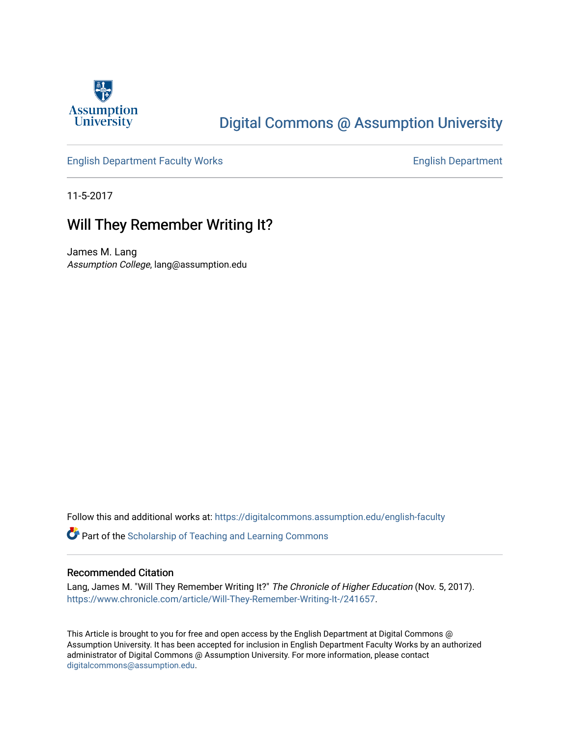Assumption University

# Digital Commons @ Assumption University

English Department Faculty Works

English Department

11-5-2017

## Will They Remember Writing It?

James M. Lang
*Assumption College*, lang@assumption.edu

Follow this and additional works at: https://digitalcommons.assumption.edu/english-faculty

Part of the Scholarship of Teaching and Learning Commons

### Recommended Citation

Lang, James M. "Will They Remember Writing It?" *The Chronicle of Higher Education* (Nov. 5, 2017). https://www.chronicle.com/article/Will-They-Remember-Writing-It-/241657.

This Article is brought to you for free and open access by the English Department at Digital Commons @ Assumption University. It has been accepted for inclusion in English Department Faculty Works by an authorized administrator of Digital Commons @ Assumption University. For more information, please contact digitalcommons@assumption.edu.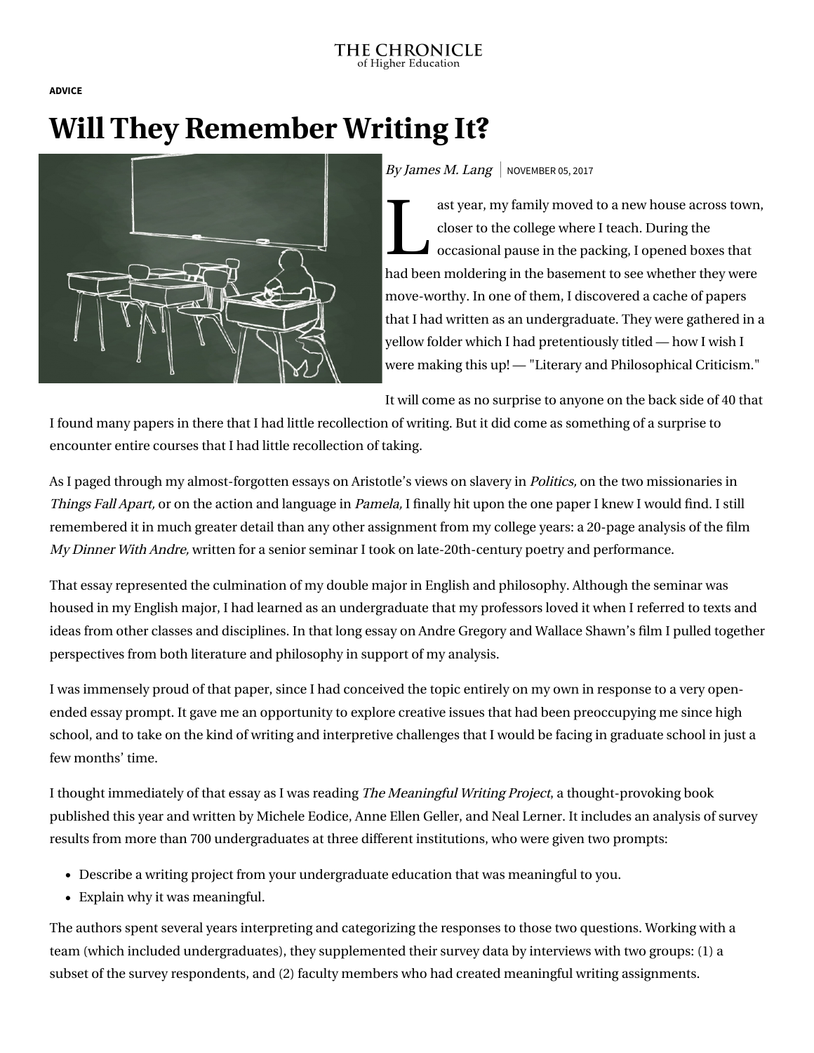THE CHRONICLE
of Higher Education

**ADVICE**

# Will They Remember Writing It?

*By James M. Lang* | NOVEMBER 05, 2017

Last year, my family moved to a new house across town, closer to the college where I teach. During the occasional pause in the packing, I opened boxes that had been moldering in the basement to see whether they were move-worthy. In one of them, I discovered a cache of papers that I had written as an undergraduate. They were gathered in a yellow folder which I had pretentiously titled — how I wish I were making this up! — "Literary and Philosophical Criticism."

It will come as no surprise to anyone on the back side of 40 that I found many papers in there that I had little recollection of writing. But it did come as something of a surprise to encounter entire courses that I had little recollection of taking.

As I paged through my almost-forgotten essays on Aristotle's views on slavery in *Politics,* on the two missionaries in *Things Fall Apart,* or on the action and language in *Pamela,* I finally hit upon the one paper I knew I would find. I still remembered it in much greater detail than any other assignment from my college years: a 20-page analysis of the film *My Dinner With Andre,* written for a senior seminar I took on late-20th-century poetry and performance.

That essay represented the culmination of my double major in English and philosophy. Although the seminar was housed in my English major, I had learned as an undergraduate that my professors loved it when I referred to texts and ideas from other classes and disciplines. In that long essay on Andre Gregory and Wallace Shawn's film I pulled together perspectives from both literature and philosophy in support of my analysis.

I was immensely proud of that paper, since I had conceived the topic entirely on my own in response to a very open-ended essay prompt. It gave me an opportunity to explore creative issues that had been preoccupying me since high school, and to take on the kind of writing and interpretive challenges that I would be facing in graduate school in just a few months' time.

I thought immediately of that essay as I was reading *The Meaningful Writing Project*, a thought-provoking book published this year and written by Michele Eodice, Anne Ellen Geller, and Neal Lerner. It includes an analysis of survey results from more than 700 undergraduates at three different institutions, who were given two prompts:

- Describe a writing project from your undergraduate education that was meaningful to you.
- Explain why it was meaningful.

The authors spent several years interpreting and categorizing the responses to those two questions. Working with a team (which included undergraduates), they supplemented their survey data by interviews with two groups: (1) a subset of the survey respondents, and (2) faculty members who had created meaningful writing assignments.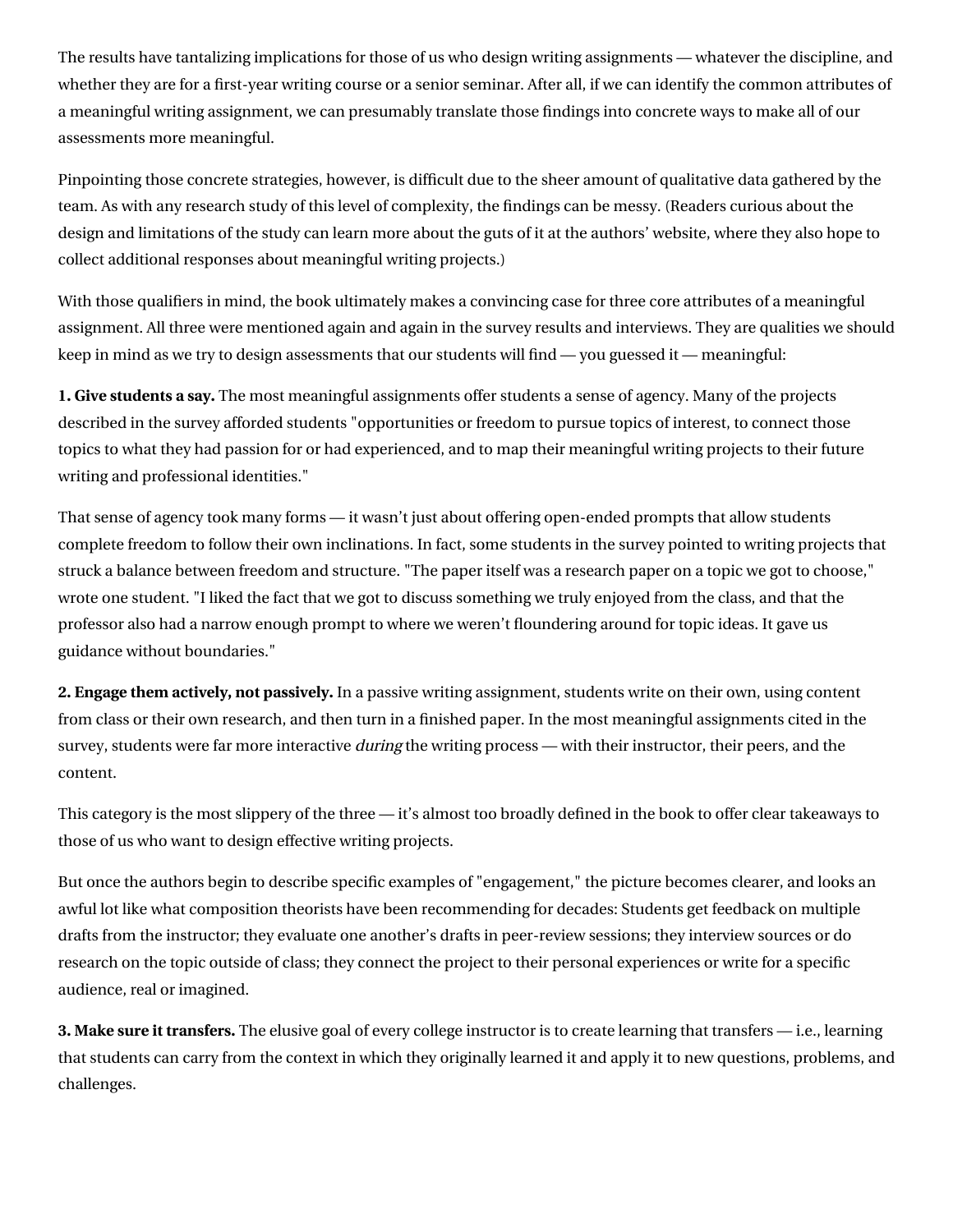The results have tantalizing implications for those of us who design writing assignments — whatever the discipline, and whether they are for a first-year writing course or a senior seminar. After all, if we can identify the common attributes of a meaningful writing assignment, we can presumably translate those findings into concrete ways to make all of our assessments more meaningful.

Pinpointing those concrete strategies, however, is difficult due to the sheer amount of qualitative data gathered by the team. As with any research study of this level of complexity, the findings can be messy. (Readers curious about the design and limitations of the study can learn more about the guts of it at the authors' website, where they also hope to collect additional responses about meaningful writing projects.)

With those qualifiers in mind, the book ultimately makes a convincing case for three core attributes of a meaningful assignment. All three were mentioned again and again in the survey results and interviews. They are qualities we should keep in mind as we try to design assessments that our students will find — you guessed it — meaningful:

**1. Give students a say.** The most meaningful assignments offer students a sense of agency. Many of the projects described in the survey afforded students "opportunities or freedom to pursue topics of interest, to connect those topics to what they had passion for or had experienced, and to map their meaningful writing projects to their future writing and professional identities."

That sense of agency took many forms — it wasn't just about offering open-ended prompts that allow students complete freedom to follow their own inclinations. In fact, some students in the survey pointed to writing projects that struck a balance between freedom and structure. "The paper itself was a research paper on a topic we got to choose," wrote one student. "I liked the fact that we got to discuss something we truly enjoyed from the class, and that the professor also had a narrow enough prompt to where we weren't floundering around for topic ideas. It gave us guidance without boundaries."

**2. Engage them actively, not passively.** In a passive writing assignment, students write on their own, using content from class or their own research, and then turn in a finished paper. In the most meaningful assignments cited in the survey, students were far more interactive *during* the writing process — with their instructor, their peers, and the content.

This category is the most slippery of the three — it's almost too broadly defined in the book to offer clear takeaways to those of us who want to design effective writing projects.

But once the authors begin to describe specific examples of "engagement," the picture becomes clearer, and looks an awful lot like what composition theorists have been recommending for decades: Students get feedback on multiple drafts from the instructor; they evaluate one another's drafts in peer-review sessions; they interview sources or do research on the topic outside of class; they connect the project to their personal experiences or write for a specific audience, real or imagined.

**3. Make sure it transfers.** The elusive goal of every college instructor is to create learning that transfers — i.e., learning that students can carry from the context in which they originally learned it and apply it to new questions, problems, and challenges.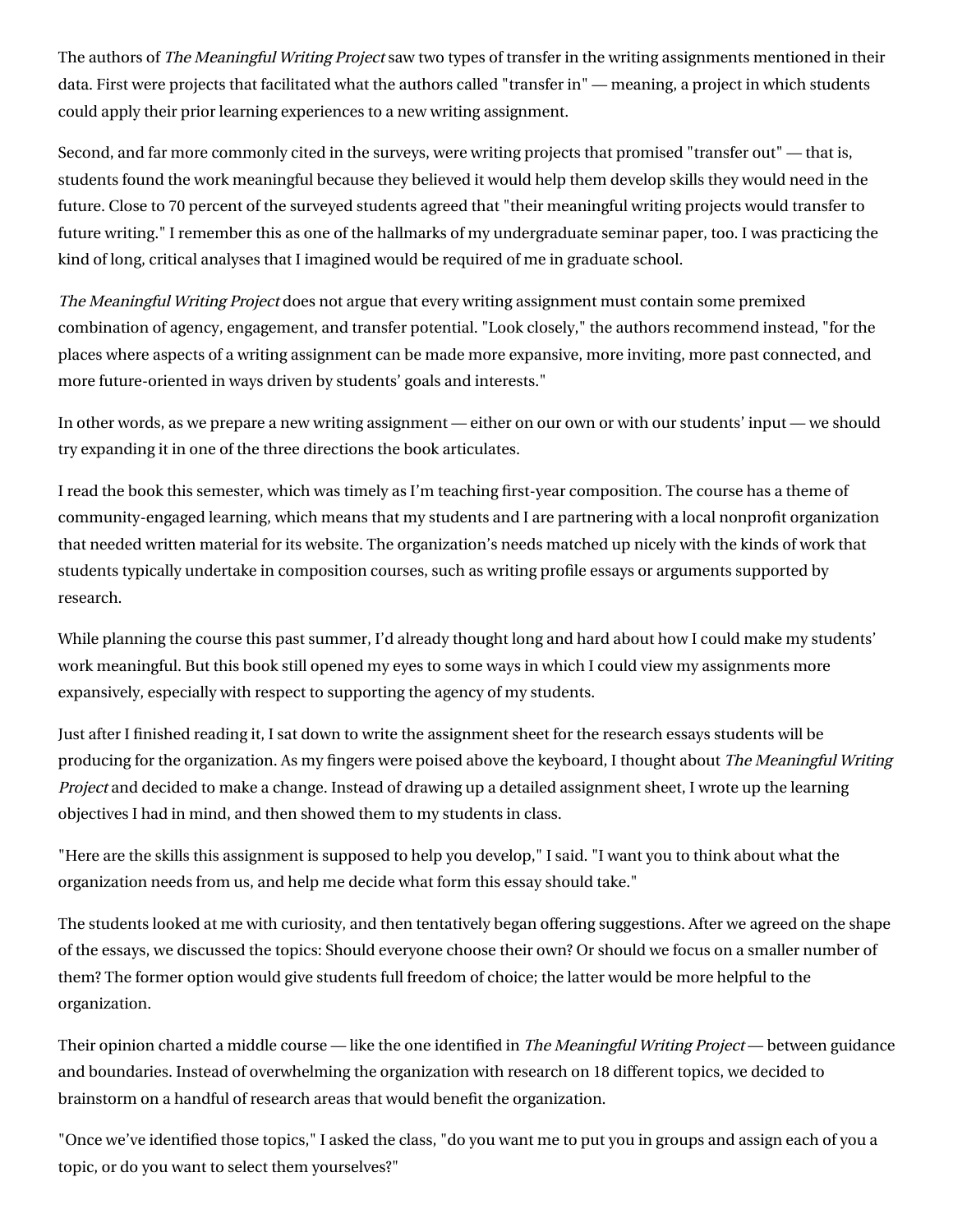The authors of *The Meaningful Writing Project* saw two types of transfer in the writing assignments mentioned in their data. First were projects that facilitated what the authors called "transfer in" — meaning, a project in which students could apply their prior learning experiences to a new writing assignment.

Second, and far more commonly cited in the surveys, were writing projects that promised "transfer out" — that is, students found the work meaningful because they believed it would help them develop skills they would need in the future. Close to 70 percent of the surveyed students agreed that "their meaningful writing projects would transfer to future writing." I remember this as one of the hallmarks of my undergraduate seminar paper, too. I was practicing the kind of long, critical analyses that I imagined would be required of me in graduate school.

*The Meaningful Writing Project* does not argue that every writing assignment must contain some premixed combination of agency, engagement, and transfer potential. "Look closely," the authors recommend instead, "for the places where aspects of a writing assignment can be made more expansive, more inviting, more past connected, and more future-oriented in ways driven by students' goals and interests."

In other words, as we prepare a new writing assignment — either on our own or with our students' input — we should try expanding it in one of the three directions the book articulates.

I read the book this semester, which was timely as I'm teaching first-year composition. The course has a theme of community-engaged learning, which means that my students and I are partnering with a local nonprofit organization that needed written material for its website. The organization's needs matched up nicely with the kinds of work that students typically undertake in composition courses, such as writing profile essays or arguments supported by research.

While planning the course this past summer, I'd already thought long and hard about how I could make my students' work meaningful. But this book still opened my eyes to some ways in which I could view my assignments more expansively, especially with respect to supporting the agency of my students.

Just after I finished reading it, I sat down to write the assignment sheet for the research essays students will be producing for the organization. As my fingers were poised above the keyboard, I thought about *The Meaningful Writing Project* and decided to make a change. Instead of drawing up a detailed assignment sheet, I wrote up the learning objectives I had in mind, and then showed them to my students in class.

"Here are the skills this assignment is supposed to help you develop," I said. "I want you to think about what the organization needs from us, and help me decide what form this essay should take."

The students looked at me with curiosity, and then tentatively began offering suggestions. After we agreed on the shape of the essays, we discussed the topics: Should everyone choose their own? Or should we focus on a smaller number of them? The former option would give students full freedom of choice; the latter would be more helpful to the organization.

Their opinion charted a middle course — like the one identified in *The Meaningful Writing Project* — between guidance and boundaries. Instead of overwhelming the organization with research on 18 different topics, we decided to brainstorm on a handful of research areas that would benefit the organization.

"Once we've identified those topics," I asked the class, "do you want me to put you in groups and assign each of you a topic, or do you want to select them yourselves?"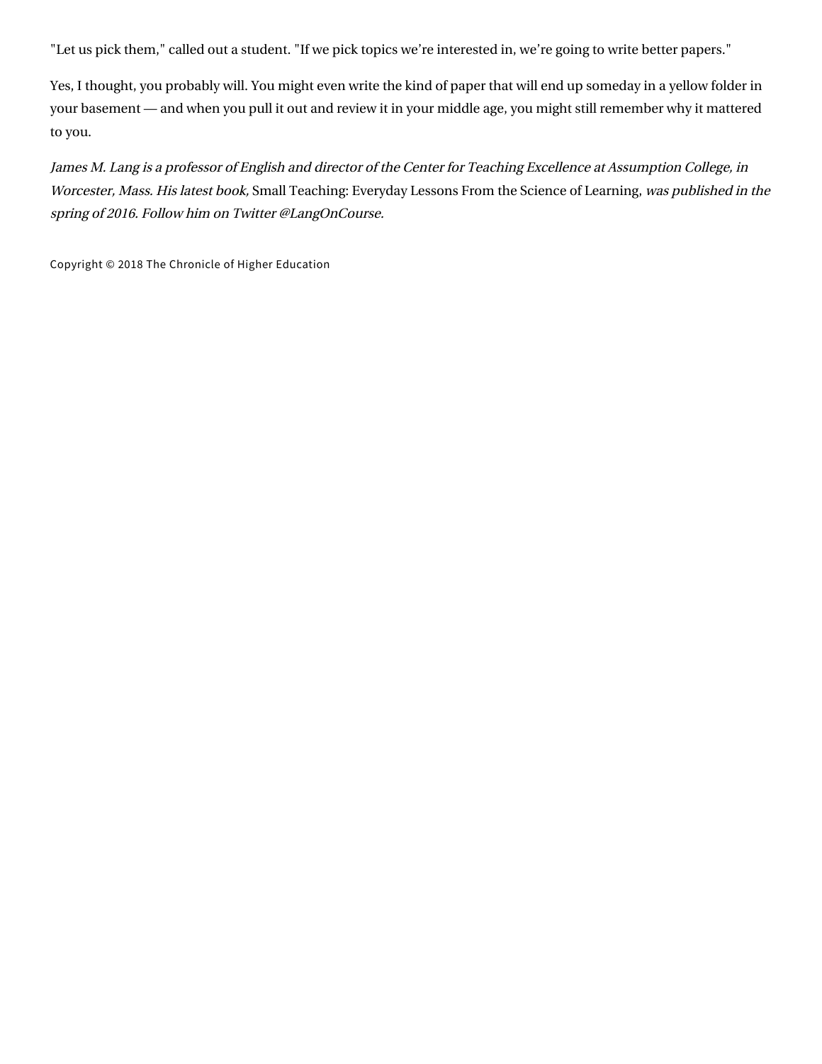"Let us pick them," called out a student. "If we pick topics we're interested in, we're going to write better papers."

Yes, I thought, you probably will. You might even write the kind of paper that will end up someday in a yellow folder in your basement — and when you pull it out and review it in your middle age, you might still remember why it mattered to you.

*James M. Lang is a professor of English and director of the Center for Teaching Excellence at Assumption College, in Worcester, Mass. His latest book,* Small Teaching: Everyday Lessons From the Science of Learning, *was published in the spring of 2016. Follow him on Twitter @LangOnCourse.*

Copyright © 2018 The Chronicle of Higher Education